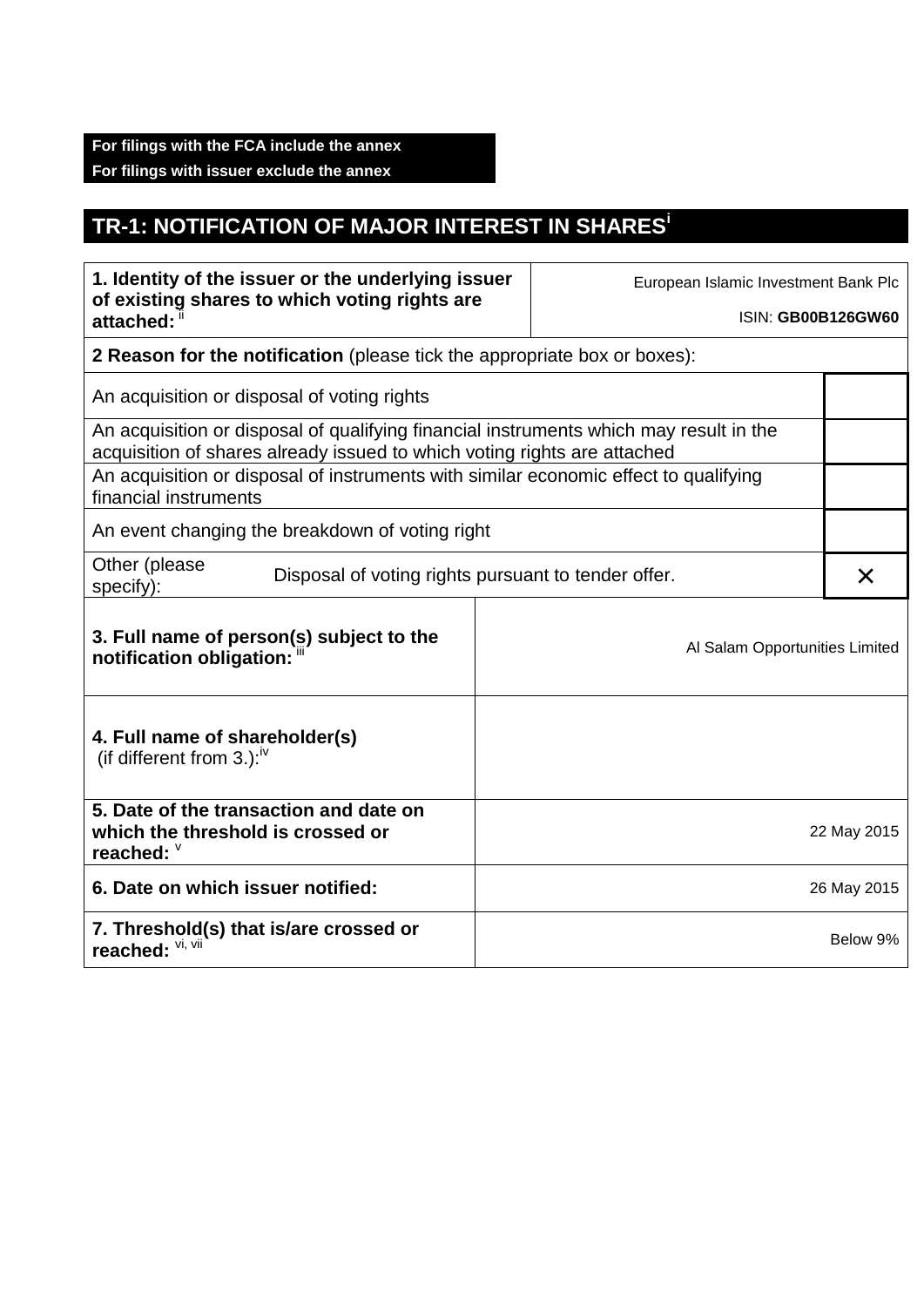**For filings with the FCA include the annex**
**For filings with issuer exclude the annex**

## TR-1: NOTIFICATION OF MAJOR INTEREST IN SHARES[i]

| **1. Identity of the issuer or the underlying issuer of existing shares to which voting rights are attached:** [ii] | European Islamic Investment Bank Plc<br>ISIN: **GB00B126GW60** |
|---|---|

**2 Reason for the notification** (please tick the appropriate box or boxes):

| | |
|---|---|
| An acquisition or disposal of voting rights | |
| An acquisition or disposal of qualifying financial instruments which may result in the acquisition of shares already issued to which voting rights are attached | |
| An acquisition or disposal of instruments with similar economic effect to qualifying financial instruments | |
| An event changing the breakdown of voting right | |
| Other (please specify): Disposal of voting rights pursuant to tender offer. | × |

| | |
|---|---|
| **3. Full name of person(s) subject to the notification obligation:** [iii] | Al Salam Opportunities Limited |
| **4. Full name of shareholder(s)** (if different from 3.):[iv] | |
| **5. Date of the transaction and date on which the threshold is crossed or reached:** [v] | 22 May 2015 |
| **6. Date on which issuer notified:** | 26 May 2015 |
| **7. Threshold(s) that is/are crossed or reached:** [vi, vii] | Below 9% |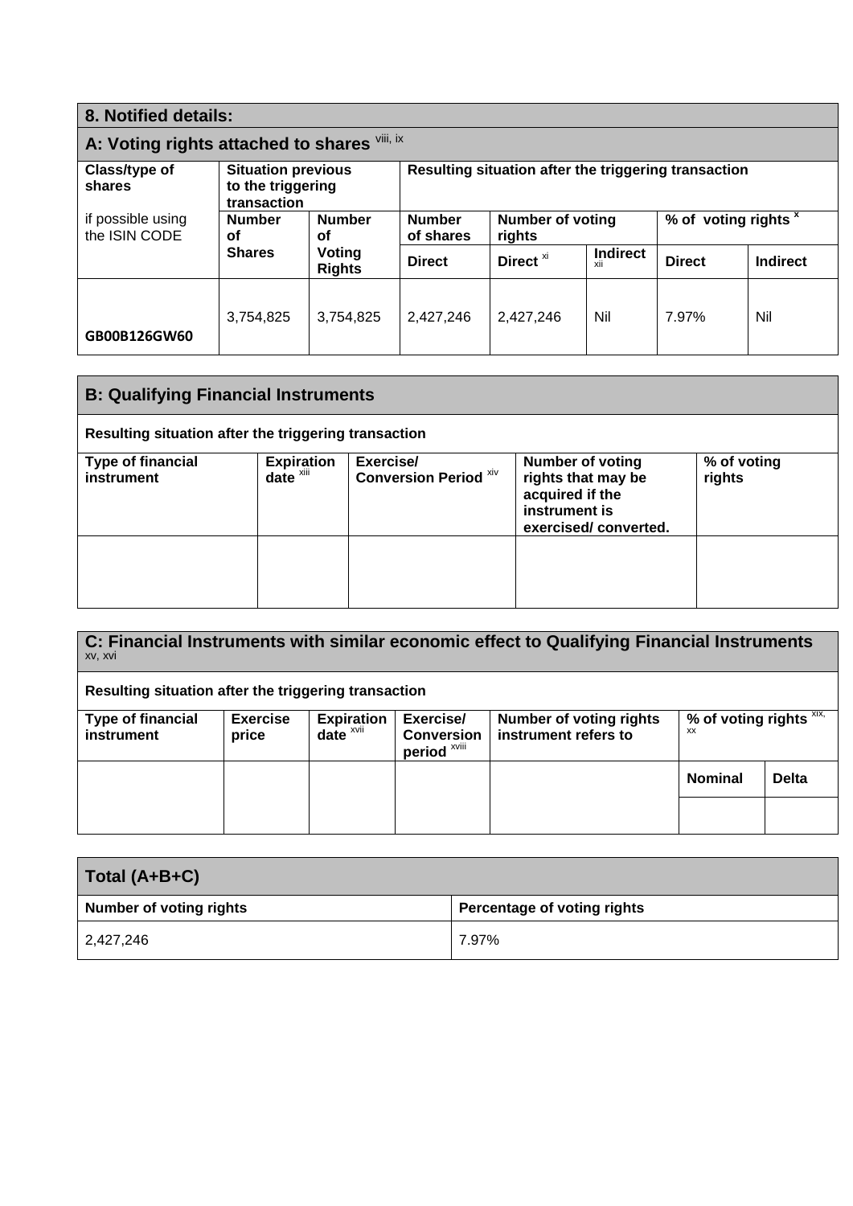## 8. Notified details:

### A: Voting rights attached to shares [viii, ix]

| Class/type of shares<br><br>if possible using the ISIN CODE | Situation previous to the triggering transaction | | Resulting situation after the triggering transaction | | | | |
|---|---|---|---|---|---|---|---|
| | Number of Shares | Number of Voting Rights | Number of shares | Number of voting rights | | % of voting rights [x] | |
| | | | Direct | Direct [xi] | Indirect [xii] | Direct | Indirect |
| GB00B126GW60 | 3,754,825 | 3,754,825 | 2,427,246 | 2,427,246 | Nil | 7.97% | Nil |

### B: Qualifying Financial Instruments

**Resulting situation after the triggering transaction**

| Type of financial instrument | Expiration date [xiii] | Exercise/ Conversion Period [xiv] | Number of voting rights that may be acquired if the instrument is exercised/ converted. | % of voting rights |
|---|---|---|---|---|
| | | | | |

### C: Financial Instruments with similar economic effect to Qualifying Financial Instruments [xv, xvi]

**Resulting situation after the triggering transaction**

| Type of financial instrument | Exercise price | Expiration date [xvii] | Exercise/ Conversion period [xviii] | Number of voting rights instrument refers to | % of voting rights [xix, xx] | |
|---|---|---|---|---|---|---|
| | | | | | Nominal | Delta |
| | | | | | | |

### Total (A+B+C)

| Number of voting rights | Percentage of voting rights |
|---|---|
| 2,427,246 | 7.97% |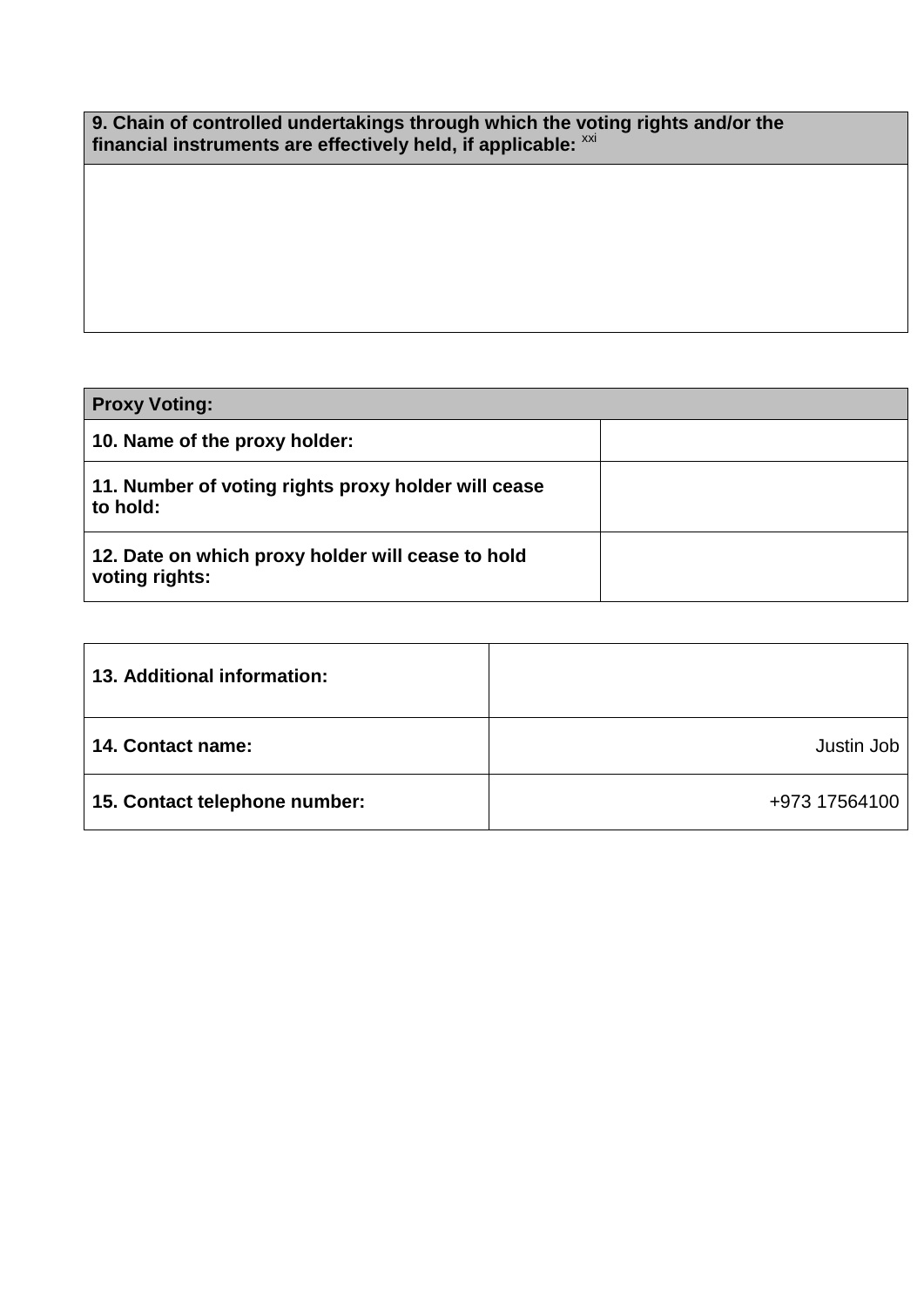| 9. Chain of controlled undertakings through which the voting rights and/or the financial instruments are effectively held, if applicable: [xxi] |
| --- |
| |

| Proxy Voting: | |
| --- | --- |
| 10. Name of the proxy holder: | |
| 11. Number of voting rights proxy holder will cease to hold: | |
| 12. Date on which proxy holder will cease to hold voting rights: | |

| | |
| --- | --- |
| 13. Additional information: | |
| 14. Contact name: | Justin Job |
| 15. Contact telephone number: | +973 17564100 |